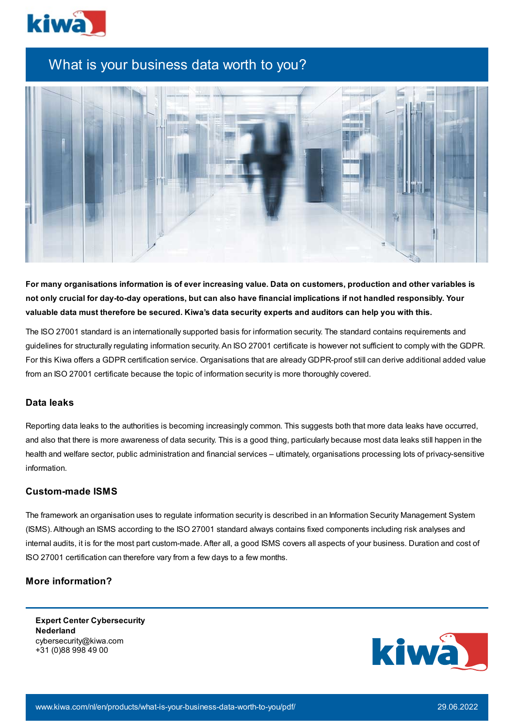# What is your business data worth to you?

**For many organisations information is of ever increasing value. Data on customers, production and other variables is not only crucial for day-to-day operations, but can also have financial implications if not handled responsibly. Your valuable data must therefore be secured. Kiwa's data security experts and auditors can help you with this.**

The ISO 27001 standard is an internationally supported basis for information security. The standard contains requirements and guidelines for structurally regulating information security. An ISO 27001 certificate is however not sufficient to comply with the GDPR. For this Kiwa offers a GDPR certification service. Organisations that are already GDPR-proof still can derive additional added value from an ISO 27001 certificate because the topic of information security is more thoroughly covered.

## Data leaks

Reporting data leaks to the authorities is becoming increasingly common. This suggests both that more data leaks have occurred, and also that there is more awareness of data security. This is a good thing, particularly because most data leaks still happen in the health and welfare sector, public administration and financial services – ultimately, organisations processing lots of privacy-sensitive information.

## Custom-made ISMS

The framework an organisation uses to regulate information security is described in an Information Security Management System (ISMS). Although an ISMS according to the ISO 27001 standard always contains fixed components including risk analyses and internal audits, it is for the most part custom-made. After all, a good ISMS covers all aspects of your business. Duration and cost of ISO 27001 certification can therefore vary from a few days to a few months.

## More information?

**Expert Center Cybersecurity Nederland**
cybersecurity@kiwa.com
+31 (0)88 998 49 00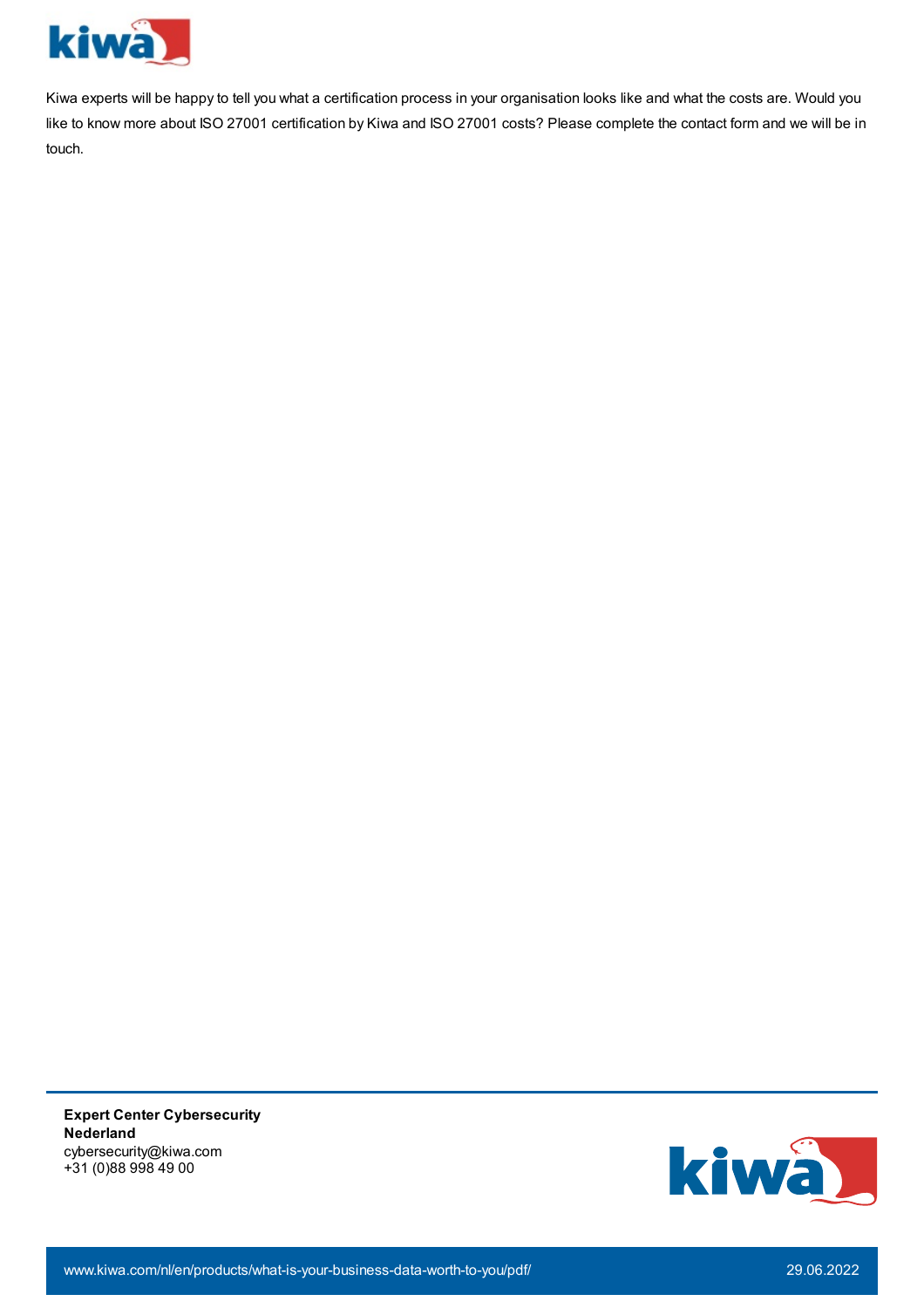Kiwa experts will be happy to tell you what a certification process in your organisation looks like and what the costs are. Would you like to know more about ISO 27001 certification by Kiwa and ISO 27001 costs? Please complete the contact form and we will be in touch.

**Expert Center Cybersecurity Nederland**
cybersecurity@kiwa.com
+31 (0)88 998 49 00